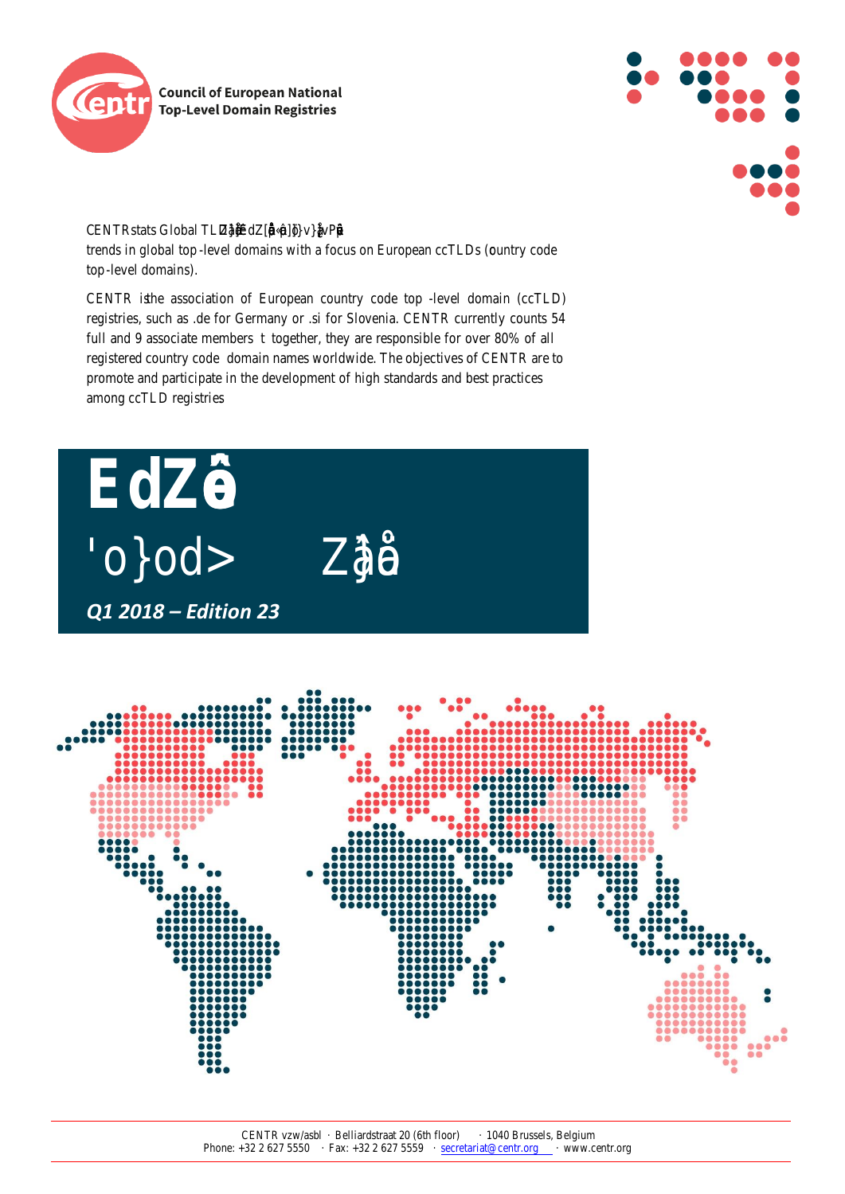Council of European National Top-Level Domain Registries

CENTRstats Global TLD Report is a quarterly publication covering trends in global top-level domains with a focus on European ccTLDs (country code top-level domains).

CENTR is the association of European country code top-level domain (ccTLD) registries, such as .de for Germany or .si for Slovenia. CENTR currently counts 54 full and 9 associate members – together, they are responsible for over 80% of all registered country code domain names worldwide. The objectives of CENTR are to promote and participate in the development of high standards and best practices among ccTLD registries.

# CENTRstats

## Global TLD Report

***Q1 2018 – Edition 23***

CENTR vzw/asbl · Belliardstraat 20 (6th floor) · 1040 Brussels, Belgium
Phone: +32 2 627 5550 · Fax: +32 2 627 5559 · secretariat@centr.org · www.centr.org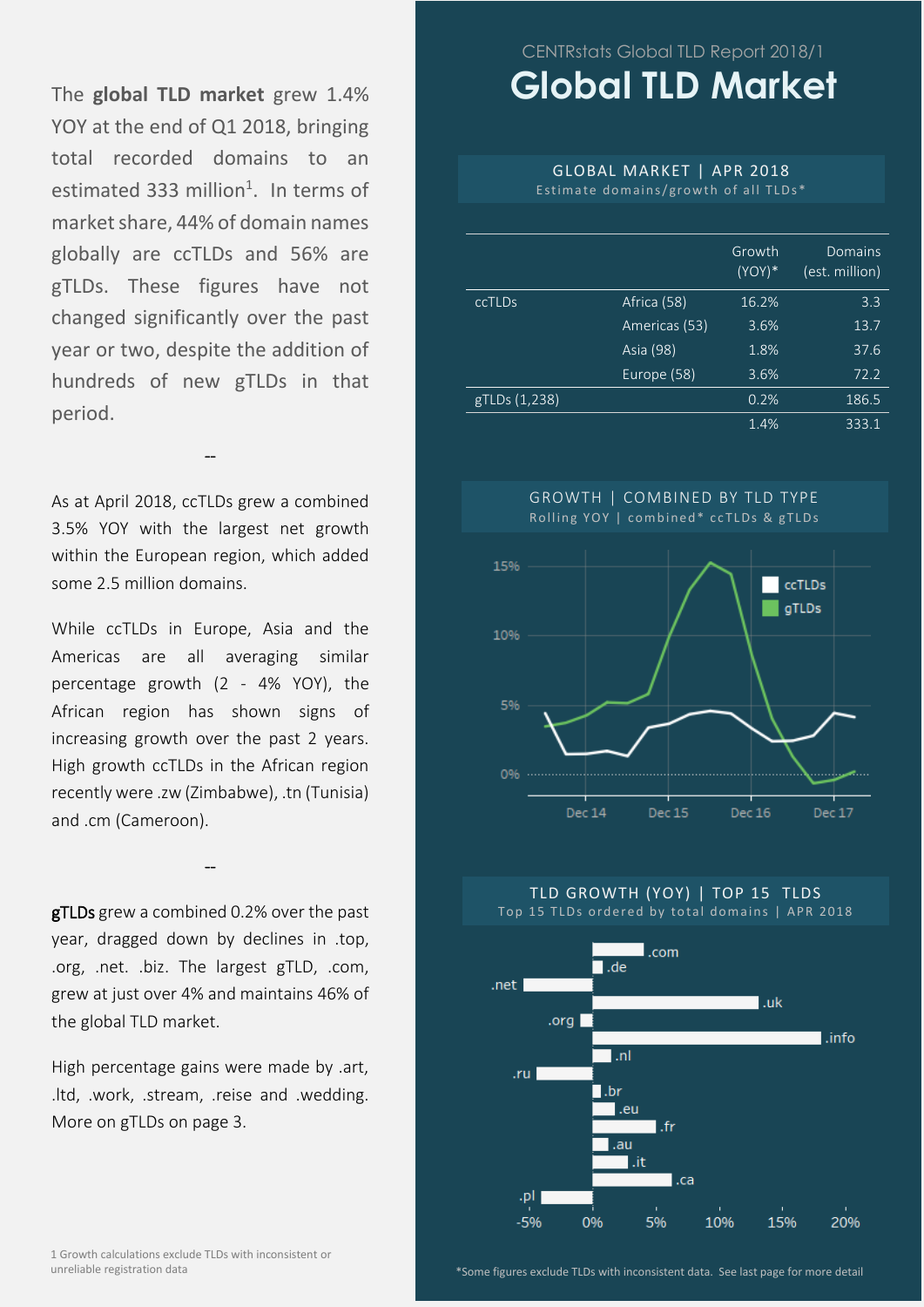The **global TLD market** grew 1.4% YOY at the end of Q1 2018, bringing total recorded domains to an estimated 333 million[1]. In terms of market share, 44% of domain names globally are ccTLDs and 56% are gTLDs. These figures have not changed significantly over the past year or two, despite the addition of hundreds of new gTLDs in that period.

--

As at April 2018, ccTLDs grew a combined 3.5% YOY with the largest net growth within the European region, which added some 2.5 million domains.

While ccTLDs in Europe, Asia and the Americas are all averaging similar percentage growth (2 - 4% YOY), the African region has shown signs of increasing growth over the past 2 years. High growth ccTLDs in the African region recently were .zw (Zimbabwe), .tn (Tunisia) and .cm (Cameroon).

--

**gTLDs** grew a combined 0.2% over the past year, dragged down by declines in .top, .org, .net. .biz. The largest gTLD, .com, grew at just over 4% and maintains 46% of the global TLD market.

High percentage gains were made by .art, .ltd, .work, .stream, .reise and .wedding. More on gTLDs on page 3.

1 Growth calculations exclude TLDs with inconsistent or unreliable registration data

CENTRstats Global TLD Report 2018/1

# Global TLD Market

## GLOBAL MARKET | APR 2018

Estimate domains/growth of all TLDs*

| | | Growth (YOY)* | Domains (est. million) |
|---|---|---|---|
| ccTLDs | Africa (58) | 16.2% | 3.3 |
| | Americas (53) | 3.6% | 13.7 |
| | Asia (98) | 1.8% | 37.6 |
| | Europe (58) | 3.6% | 72.2 |
| gTLDs (1,238) | | 0.2% | 186.5 |
| | | 1.4% | 333.1 |

## GROWTH | COMBINED BY TLD TYPE

Rolling YOY | combined* ccTLDs & gTLDs

## TLD GROWTH (YOY) | TOP 15 TLDS

Top 15 TLDs ordered by total domains | APR 2018

*Some figures exclude TLDs with inconsistent data. See last page for more detail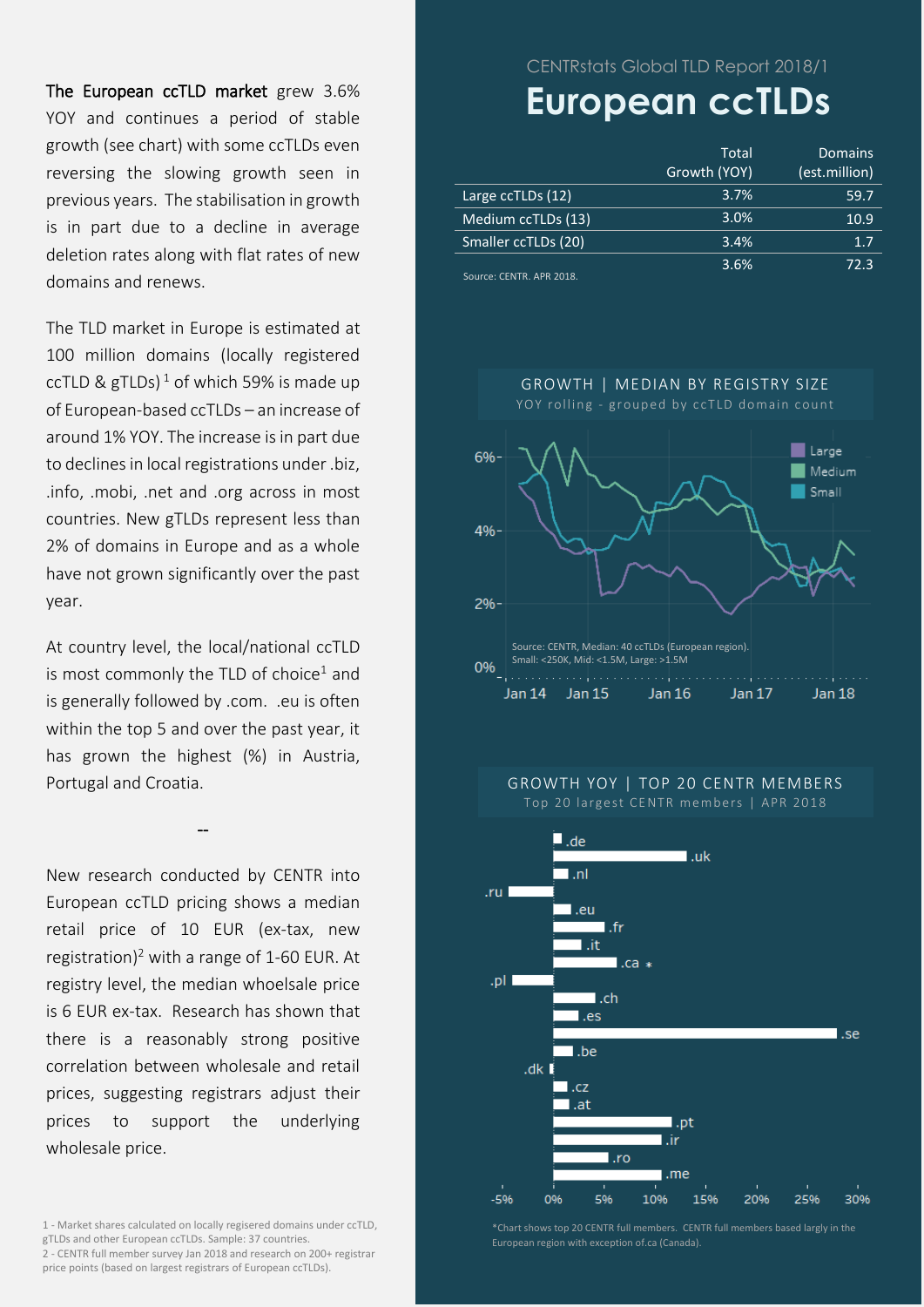CENTRstats Global TLD Report 2018/1

# European ccTLDs

| | Total Growth (YOY) | Domains (est.million) |
|---|---|---|
| Large ccTLDs (12) | 3.7% | 59.7 |
| Medium ccTLDs (13) | 3.0% | 10.9 |
| Smaller ccTLDs (20) | 3.4% | 1.7 |
| | 3.6% | 72.3 |

Source: CENTR. APR 2018.

**The European ccTLD market** grew 3.6% YOY and continues a period of stable growth (see chart) with some ccTLDs even reversing the slowing growth seen in previous years. The stabilisation in growth is in part due to a decline in average deletion rates along with flat rates of new domains and renews.

The TLD market in Europe is estimated at 100 million domains (locally registered ccTLD & gTLDs) [1] of which 59% is made up of European-based ccTLDs – an increase of around 1% YOY. The increase is in part due to declines in local registrations under .biz, .info, .mobi, .net and .org across in most countries. New gTLDs represent less than 2% of domains in Europe and as a whole have not grown significantly over the past year.

At country level, the local/national ccTLD is most commonly the TLD of choice[1] and is generally followed by .com. .eu is often within the top 5 and over the past year, it has grown the highest (%) in Austria, Portugal and Croatia.

--

New research conducted by CENTR into European ccTLD pricing shows a median retail price of 10 EUR (ex-tax, new registration)[2] with a range of 1-60 EUR. At registry level, the median whoelsale price is 6 EUR ex-tax. Research has shown that there is a reasonably strong positive correlation between wholesale and retail prices, suggesting registrars adjust their prices to support the underlying wholesale price.

GROWTH | MEDIAN BY REGISTRY SIZE

YOY rolling - grouped by ccTLD domain count

Source: CENTR, Median: 40 ccTLDs (European region). Small: <250K, Mid: <1.5M, Large: >1.5M

GROWTH YOY | TOP 20 CENTR MEMBERS

Top 20 largest CENTR members | APR 2018

*Chart shows top 20 CENTR full members. CENTR full members based largly in the European region with exception of.ca (Canada).

1 - Market shares calculated on locally regisered domains under ccTLD, gTLDs and other European ccTLDs. Sample: 37 countries.
2 - CENTR full member survey Jan 2018 and research on 200+ registrar price points (based on largest registrars of European ccTLDs).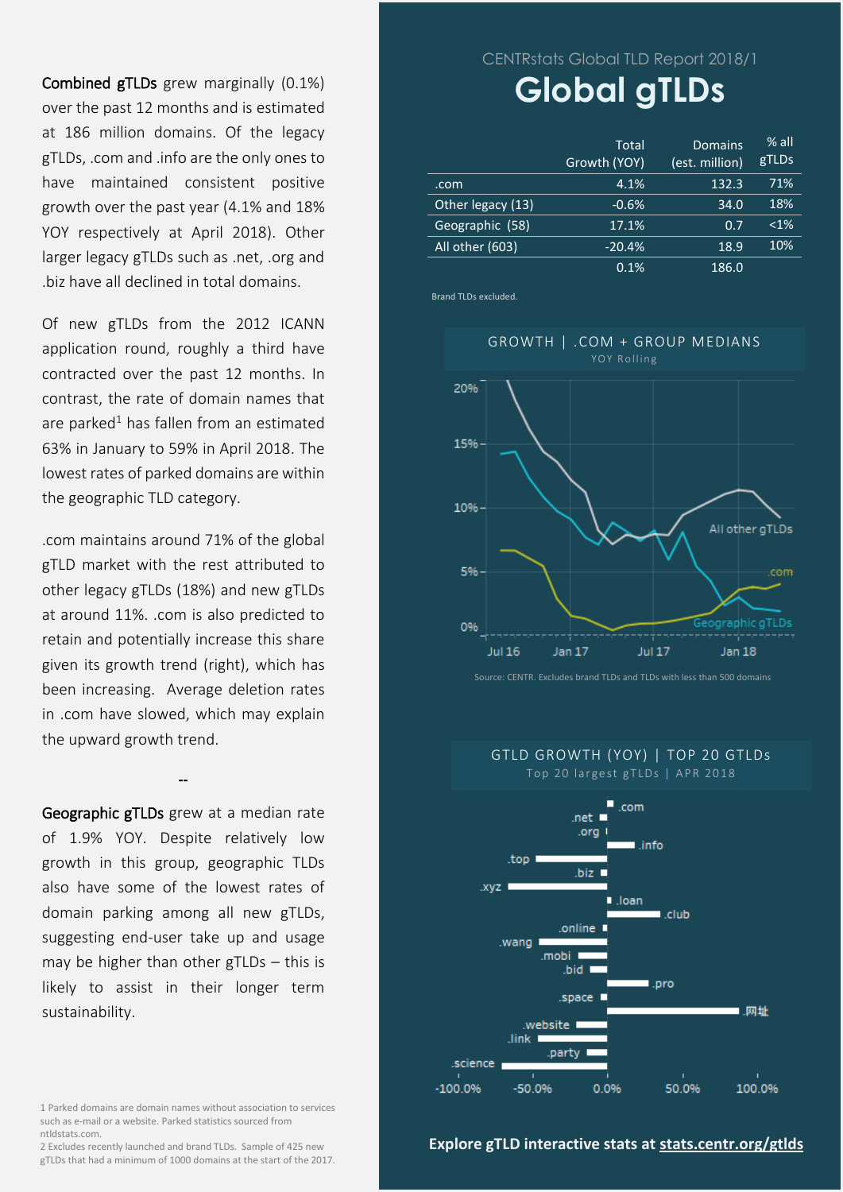**Combined gTLDs** grew marginally (0.1%) over the past 12 months and is estimated at 186 million domains. Of the legacy gTLDs, .com and .info are the only ones to have maintained consistent positive growth over the past year (4.1% and 18% YOY respectively at April 2018). Other larger legacy gTLDs such as .net, .org and .biz have all declined in total domains.

Of new gTLDs from the 2012 ICANN application round, roughly a third have contracted over the past 12 months. In contrast, the rate of domain names that are parked[1] has fallen from an estimated 63% in January to 59% in April 2018. The lowest rates of parked domains are within the geographic TLD category.

.com maintains around 71% of the global gTLD market with the rest attributed to other legacy gTLDs (18%) and new gTLDs at around 11%. .com is also predicted to retain and potentially increase this share given its growth trend (right), which has been increasing. Average deletion rates in .com have slowed, which may explain the upward growth trend.

--

**Geographic gTLDs** grew at a median rate of 1.9% YOY. Despite relatively low growth in this group, geographic TLDs also have some of the lowest rates of domain parking among all new gTLDs, suggesting end-user take up and usage may be higher than other gTLDs – this is likely to assist in their longer term sustainability.

1 Parked domains are domain names without association to services such as e-mail or a website. Parked statistics sourced from ntldstats.com.
2 Excludes recently launched and brand TLDs. Sample of 425 new gTLDs that had a minimum of 1000 domains at the start of the 2017.

CENTRstats Global TLD Report 2018/1

# Global gTLDs

| | Total Growth (YOY) | Domains (est. million) | % all gTLDs |
|---|---|---|---|
| .com | 4.1% | 132.3 | 71% |
| Other legacy (13) | -0.6% | 34.0 | 18% |
| Geographic (58) | 17.1% | 0.7 | <1% |
| All other (603) | -20.4% | 18.9 | 10% |
| | 0.1% | 186.0 | |

Brand TLDs excluded.

GROWTH | .COM + GROUP MEDIANS
YOY Rolling

Source: CENTR. Excludes brand TLDs and TLDs with less than 500 domains

GTLD GROWTH (YOY) | TOP 20 GTLDs
Top 20 largest gTLDs | APR 2018

**Explore gTLD interactive stats at stats.centr.org/gtlds**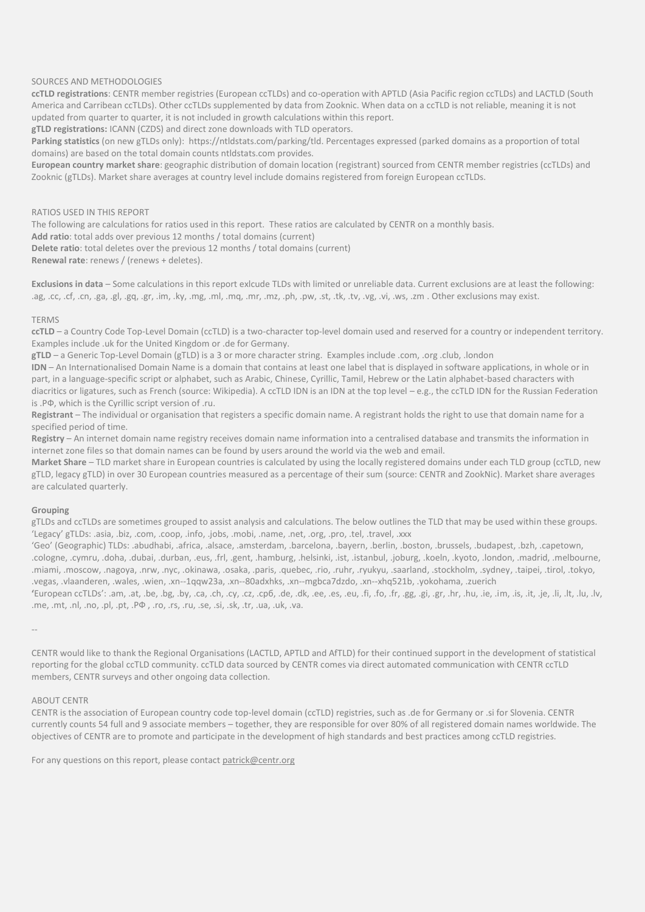SOURCES AND METHODOLOGIES

**ccTLD registrations**: CENTR member registries (European ccTLDs) and co-operation with APTLD (Asia Pacific region ccTLDs) and LACTLD (South America and Carribean ccTLDs). Other ccTLDs supplemented by data from Zooknic. When data on a ccTLD is not reliable, meaning it is not updated from quarter to quarter, it is not included in growth calculations within this report.

**gTLD registrations:** ICANN (CZDS) and direct zone downloads with TLD operators.

**Parking statistics** (on new gTLDs only): https://ntldstats.com/parking/tld. Percentages expressed (parked domains as a proportion of total domains) are based on the total domain counts ntldstats.com provides.

**European country market share**: geographic distribution of domain location (registrant) sourced from CENTR member registries (ccTLDs) and Zooknic (gTLDs). Market share averages at country level include domains registered from foreign European ccTLDs.

RATIOS USED IN THIS REPORT

The following are calculations for ratios used in this report. These ratios are calculated by CENTR on a monthly basis.

**Add ratio**: total adds over previous 12 months / total domains (current)

**Delete ratio**: total deletes over the previous 12 months / total domains (current)

**Renewal rate**: renews / (renews + deletes).

**Exclusions in data** – Some calculations in this report exlcude TLDs with limited or unreliable data. Current exclusions are at least the following: .ag, .cc, .cf, .cn, .ga, .gl, .gq, .gr, .im, .ky, .mg, .ml, .mq, .mr, .mz, .ph, .pw, .st, .tk, .tv, .vg, .vi, .ws, .zm . Other exclusions may exist.

TERMS

**ccTLD** – a Country Code Top-Level Domain (ccTLD) is a two-character top-level domain used and reserved for a country or independent territory. Examples include .uk for the United Kingdom or .de for Germany.

**gTLD** – a Generic Top-Level Domain (gTLD) is a 3 or more character string. Examples include .com, .org .club, .london

**IDN** – An Internationalised Domain Name is a domain that contains at least one label that is displayed in software applications, in whole or in part, in a language-specific script or alphabet, such as Arabic, Chinese, Cyrillic, Tamil, Hebrew or the Latin alphabet-based characters with diacritics or ligatures, such as French (source: Wikipedia). A ccTLD IDN is an IDN at the top level – e.g., the ccTLD IDN for the Russian Federation is .PФ, which is the Cyrillic script version of .ru.

**Registrant** – The individual or organisation that registers a specific domain name. A registrant holds the right to use that domain name for a specified period of time.

**Registry** – An internet domain name registry receives domain name information into a centralised database and transmits the information in internet zone files so that domain names can be found by users around the world via the web and email.

**Market Share** – TLD market share in European countries is calculated by using the locally registered domains under each TLD group (ccTLD, new gTLD, legacy gTLD) in over 30 European countries measured as a percentage of their sum (source: CENTR and ZookNic). Market share averages are calculated quarterly.

**Grouping**

gTLDs and ccTLDs are sometimes grouped to assist analysis and calculations. The below outlines the TLD that may be used within these groups.

'Legacy' gTLDs: .asia, .biz, .com, .coop, .info, .jobs, .mobi, .name, .net, .org, .pro, .tel, .travel, .xxx

'Geo' (Geographic) TLDs: .abudhabi, .africa, .alsace, .amsterdam, .barcelona, .bayern, .berlin, .boston, .brussels, .budapest, .bzh, .capetown, .cologne, .cymru, .doha, .dubai, .durban, .eus, .frl, .gent, .hamburg, .helsinki, .ist, .istanbul, .joburg, .koeln, .kyoto, .london, .madrid, .melbourne, .miami, .moscow, .nagoya, .nrw, .nyc, .okinawa, .osaka, .paris, .quebec, .rio, .ruhr, .ryukyu, .saarland, .stockholm, .sydney, .taipei, .tirol, .tokyo, .vegas, .vlaanderen, .wales, .wien, .xn--1qqw23a, .xn--80adxhks, .xn--mgbca7dzdo, .xn--xhq521b, .yokohama, .zuerich

**'**European ccTLDs': .am, .at, .be, .bg, .by, .ca, .ch, .cy, .cz, .срб, .de, .dk, .ee, .es, .eu, .fi, .fo, .fr, .gg, .gi, .gr, .hr, .hu, .ie, .im, .is, .it, .je, .li, .lt, .lu, .lv, .me, .mt, .nl, .no, .pl, .pt, .PФ , .ro, .rs, .ru, .se, .si, .sk, .tr, .ua, .uk, .va.

--

CENTR would like to thank the Regional Organisations (LACTLD, APTLD and AfTLD) for their continued support in the development of statistical reporting for the global ccTLD community. ccTLD data sourced by CENTR comes via direct automated communication with CENTR ccTLD members, CENTR surveys and other ongoing data collection.

ABOUT CENTR

CENTR is the association of European country code top-level domain (ccTLD) registries, such as .de for Germany or .si for Slovenia. CENTR currently counts 54 full and 9 associate members – together, they are responsible for over 80% of all registered domain names worldwide. The objectives of CENTR are to promote and participate in the development of high standards and best practices among ccTLD registries.

For any questions on this report, please contact patrick@centr.org